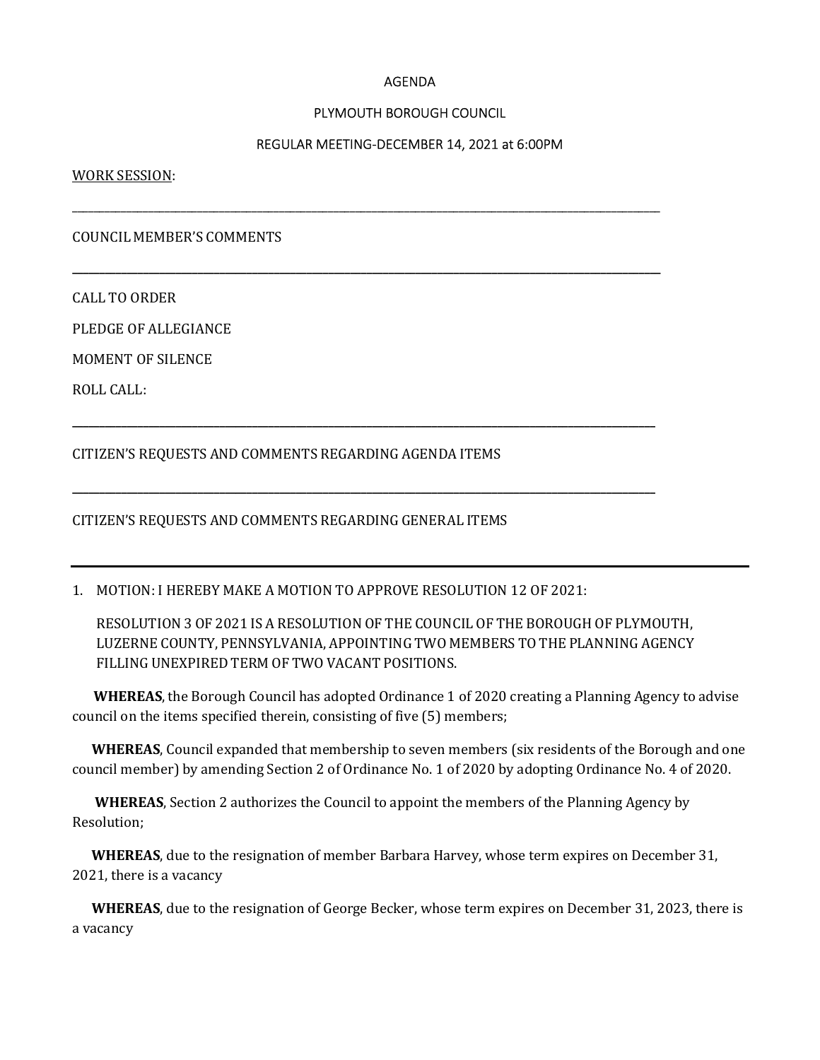AGENDA

PLYMOUTH BOROUGH COUNCIL

REGULAR MEETING-DECEMBER 14, 2021 at 6:00PM

WORK SESSION:

---

COUNCIL MEMBER'S COMMENTS

---

CALL TO ORDER

PLEDGE OF ALLEGIANCE

MOMENT OF SILENCE

ROLL CALL:

---

CITIZEN'S REQUESTS AND COMMENTS REGARDING AGENDA ITEMS

---

CITIZEN'S REQUESTS AND COMMENTS REGARDING GENERAL ITEMS

---

1. MOTION: I HEREBY MAKE A MOTION TO APPROVE RESOLUTION 12 OF 2021:

   RESOLUTION 3 OF 2021 IS A RESOLUTION OF THE COUNCIL OF THE BOROUGH OF PLYMOUTH, LUZERNE COUNTY, PENNSYLVANIA, APPOINTING TWO MEMBERS TO THE PLANNING AGENCY FILLING UNEXPIRED TERM OF TWO VACANT POSITIONS.

**WHEREAS**, the Borough Council has adopted Ordinance 1 of 2020 creating a Planning Agency to advise council on the items specified therein, consisting of five (5) members;

**WHEREAS**, Council expanded that membership to seven members (six residents of the Borough and one council member) by amending Section 2 of Ordinance No. 1 of 2020 by adopting Ordinance No. 4 of 2020.

**WHEREAS**, Section 2 authorizes the Council to appoint the members of the Planning Agency by Resolution;

**WHEREAS**, due to the resignation of member Barbara Harvey, whose term expires on December 31, 2021, there is a vacancy

**WHEREAS**, due to the resignation of George Becker, whose term expires on December 31, 2023, there is a vacancy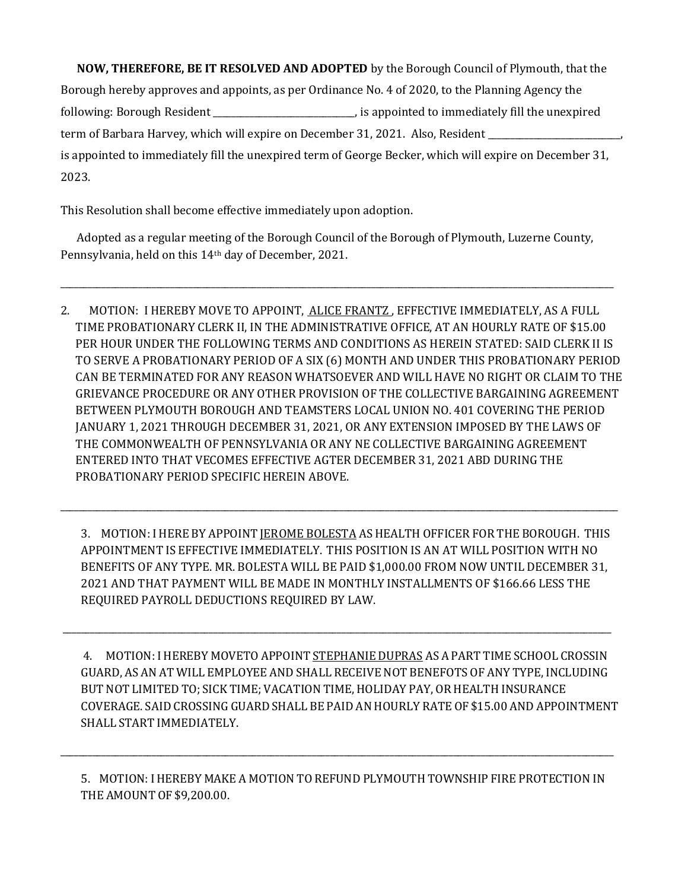**NOW, THEREFORE, BE IT RESOLVED AND ADOPTED** by the Borough Council of Plymouth, that the Borough hereby approves and appoints, as per Ordinance No. 4 of 2020, to the Planning Agency the following: Borough Resident ______________________________, is appointed to immediately fill the unexpired term of Barbara Harvey, which will expire on December 31, 2021. Also, Resident ____________________________, is appointed to immediately fill the unexpired term of George Becker, which will expire on December 31, 2023.

This Resolution shall become effective immediately upon adoption.

Adopted as a regular meeting of the Borough Council of the Borough of Plymouth, Luzerne County, Pennsylvania, held on this 14th day of December, 2021.

---

2. MOTION: I HEREBY MOVE TO APPOINT, ALICE FRANTZ , EFFECTIVE IMMEDIATELY, AS A FULL TIME PROBATIONARY CLERK II, IN THE ADMINISTRATIVE OFFICE, AT AN HOURLY RATE OF $15.00 PER HOUR UNDER THE FOLLOWING TERMS AND CONDITIONS AS HEREIN STATED: SAID CLERK II IS TO SERVE A PROBATIONARY PERIOD OF A SIX (6) MONTH AND UNDER THIS PROBATIONARY PERIOD CAN BE TERMINATED FOR ANY REASON WHATSOEVER AND WILL HAVE NO RIGHT OR CLAIM TO THE GRIEVANCE PROCEDURE OR ANY OTHER PROVISION OF THE COLLECTIVE BARGAINING AGREEMENT BETWEEN PLYMOUTH BOROUGH AND TEAMSTERS LOCAL UNION NO. 401 COVERING THE PERIOD JANUARY 1, 2021 THROUGH DECEMBER 31, 2021, OR ANY EXTENSION IMPOSED BY THE LAWS OF THE COMMONWEALTH OF PENNSYLVANIA OR ANY NE COLLECTIVE BARGAINING AGREEMENT ENTERED INTO THAT VECOMES EFFECTIVE AGTER DECEMBER 31, 2021 ABD DURING THE PROBATIONARY PERIOD SPECIFIC HEREIN ABOVE.

---

3. MOTION: I HERE BY APPOINT JEROME BOLESTA AS HEALTH OFFICER FOR THE BOROUGH. THIS APPOINTMENT IS EFFECTIVE IMMEDIATELY. THIS POSITION IS AN AT WILL POSITION WITH NO BENEFITS OF ANY TYPE. MR. BOLESTA WILL BE PAID $1,000.00 FROM NOW UNTIL DECEMBER 31, 2021 AND THAT PAYMENT WILL BE MADE IN MONTHLY INSTALLMENTS OF $166.66 LESS THE REQUIRED PAYROLL DEDUCTIONS REQUIRED BY LAW.

---

4. MOTION: I HEREBY MOVETO APPOINT STEPHANIE DUPRAS AS A PART TIME SCHOOL CROSSIN GUARD, AS AN AT WILL EMPLOYEE AND SHALL RECEIVE NOT BENEFOTS OF ANY TYPE, INCLUDING BUT NOT LIMITED TO; SICK TIME; VACATION TIME, HOLIDAY PAY, OR HEALTH INSURANCE COVERAGE. SAID CROSSING GUARD SHALL BE PAID AN HOURLY RATE OF $15.00 AND APPOINTMENT SHALL START IMMEDIATELY.

---

5. MOTION: I HEREBY MAKE A MOTION TO REFUND PLYMOUTH TOWNSHIP FIRE PROTECTION IN THE AMOUNT OF $9,200.00.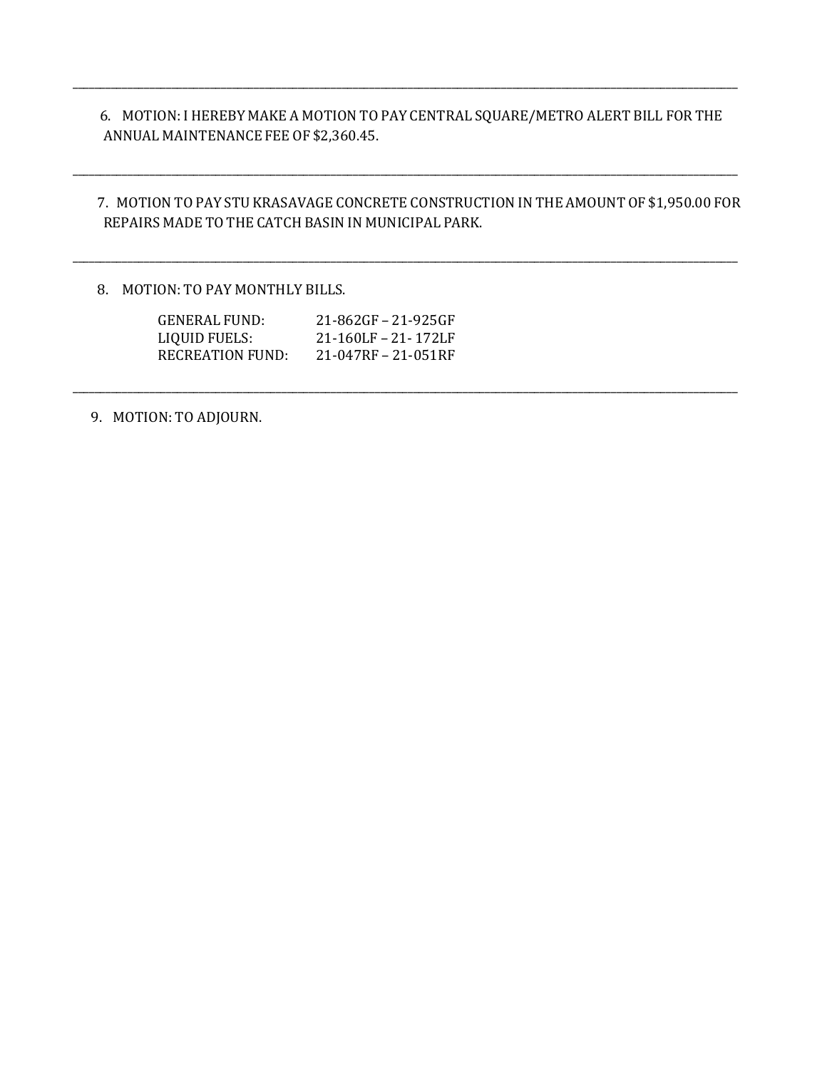---

6. MOTION: I HEREBY MAKE A MOTION TO PAY CENTRAL SQUARE/METRO ALERT BILL FOR THE ANNUAL MAINTENANCE FEE OF $2,360.45.

---

7. MOTION TO PAY STU KRASAVAGE CONCRETE CONSTRUCTION IN THE AMOUNT OF $1,950.00 FOR REPAIRS MADE TO THE CATCH BASIN IN MUNICIPAL PARK.

---

8. MOTION: TO PAY MONTHLY BILLS.

| | |
|---|---|
| GENERAL FUND: | 21-862GF – 21-925GF |
| LIQUID FUELS: | 21-160LF – 21- 172LF |
| RECREATION FUND: | 21-047RF – 21-051RF |

---

9. MOTION: TO ADJOURN.